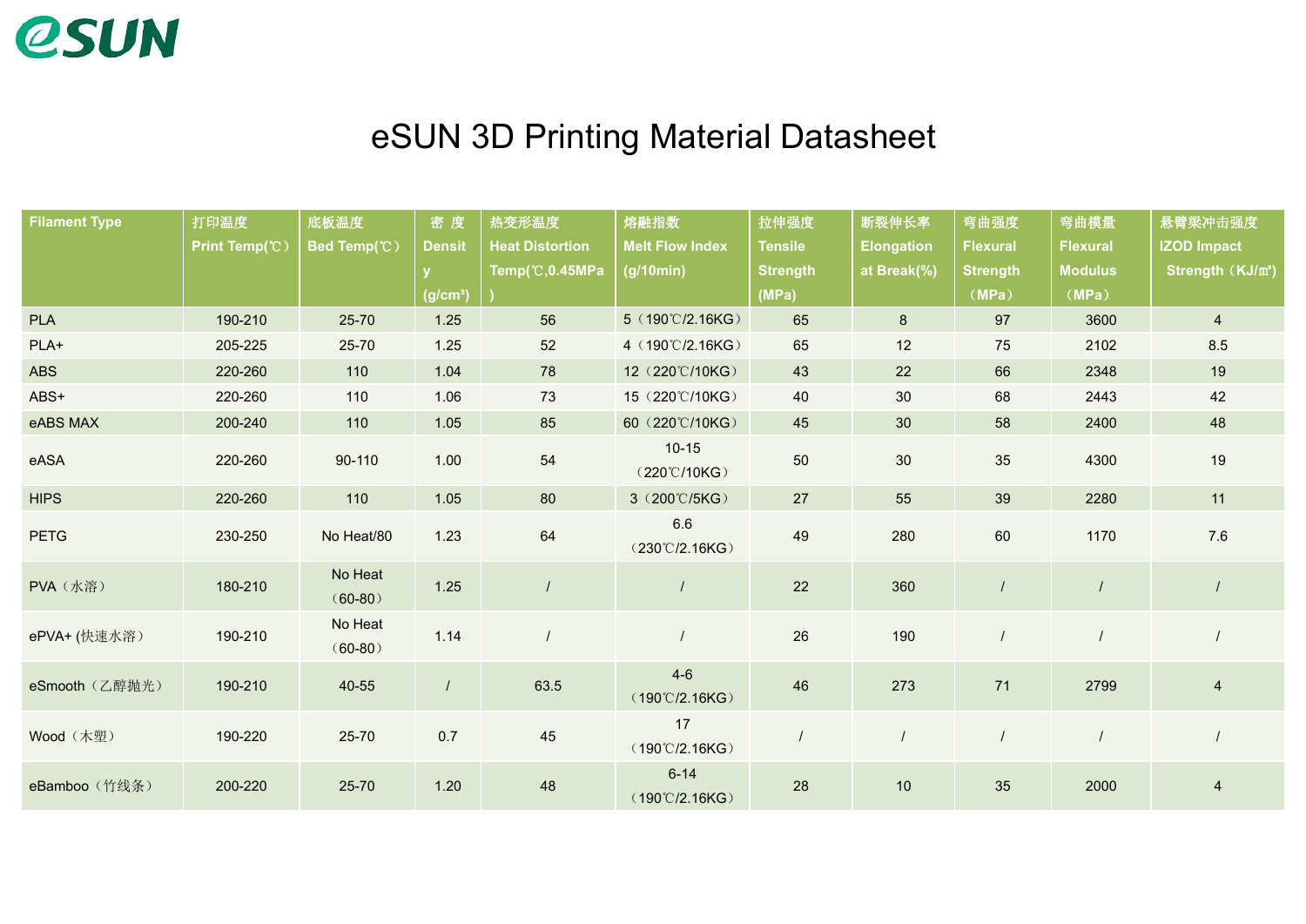eSUN

# eSUN 3D Printing Material Datasheet

| Filament Type | 打印温度 Print Temp(℃) | 底板温度 Bed Temp(℃) | 密度 Density (g/cm³) | 热变形温度 Heat Distortion Temp(℃,0.45MPa) | 熔融指数 Melt Flow Index (g/10min) | 拉伸强度 Tensile Strength (MPa) | 断裂伸长率 Elongation at Break(%) | 弯曲强度 Flexural Strength（MPa） | 弯曲模量 Flexural Modulus（MPa） | 悬臂梁冲击强度 IZOD Impact Strength（KJ/㎡） |
|---|---|---|---|---|---|---|---|---|---|---|
| PLA | 190-210 | 25-70 | 1.25 | 56 | 5（190℃/2.16KG） | 65 | 8 | 97 | 3600 | 4 |
| PLA+ | 205-225 | 25-70 | 1.25 | 52 | 4（190℃/2.16KG） | 65 | 12 | 75 | 2102 | 8.5 |
| ABS | 220-260 | 110 | 1.04 | 78 | 12（220℃/10KG） | 43 | 22 | 66 | 2348 | 19 |
| ABS+ | 220-260 | 110 | 1.06 | 73 | 15（220℃/10KG） | 40 | 30 | 68 | 2443 | 42 |
| eABS MAX | 200-240 | 110 | 1.05 | 85 | 60（220℃/10KG） | 45 | 30 | 58 | 2400 | 48 |
| eASA | 220-260 | 90-110 | 1.00 | 54 | 10-15（220℃/10KG） | 50 | 30 | 35 | 4300 | 19 |
| HIPS | 220-260 | 110 | 1.05 | 80 | 3（200℃/5KG） | 27 | 55 | 39 | 2280 | 11 |
| PETG | 230-250 | No Heat/80 | 1.23 | 64 | 6.6（230℃/2.16KG） | 49 | 280 | 60 | 1170 | 7.6 |
| PVA（水溶） | 180-210 | No Heat（60-80） | 1.25 | / | / | 22 | 360 | / | / | / |
| ePVA+ (快速水溶） | 190-210 | No Heat（60-80） | 1.14 | / | / | 26 | 190 | / | / | / |
| eSmooth（乙醇抛光） | 190-210 | 40-55 | / | 63.5 | 4-6（190℃/2.16KG） | 46 | 273 | 71 | 2799 | 4 |
| Wood（木塑） | 190-220 | 25-70 | 0.7 | 45 | 17（190℃/2.16KG） | / | / | / | / | / |
| eBamboo（竹线条） | 200-220 | 25-70 | 1.20 | 48 | 6-14（190℃/2.16KG） | 28 | 10 | 35 | 2000 | 4 |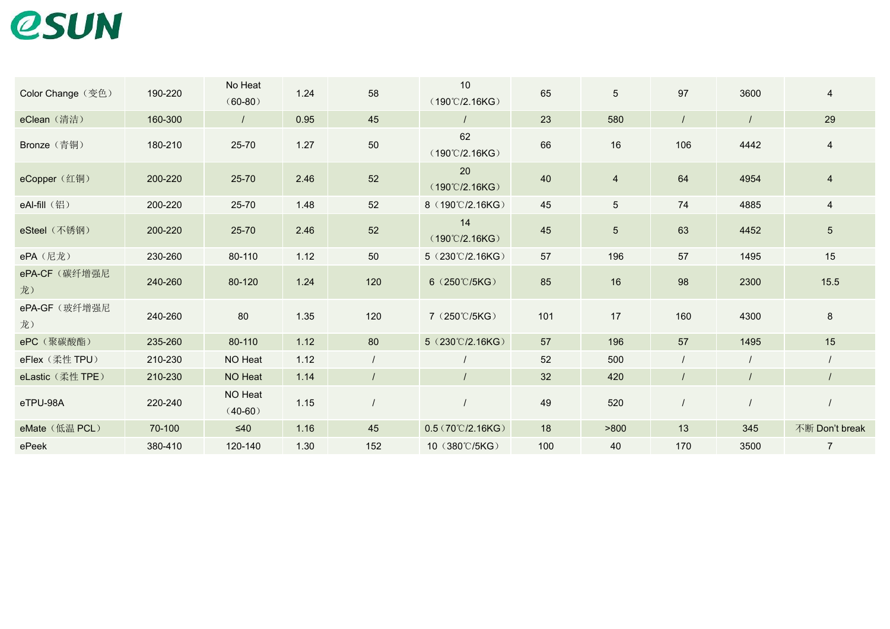| | | | | | | | | | | |
|---|---|---|---|---|---|---|---|---|---|---|
| Color Change（变色） | 190-220 | No Heat（60-80） | 1.24 | 58 | 10（190℃/2.16KG） | 65 | 5 | 97 | 3600 | 4 |
| eClean（清洁） | 160-300 | / | 0.95 | 45 | / | 23 | 580 | / | / | 29 |
| Bronze（青铜） | 180-210 | 25-70 | 1.27 | 50 | 62（190℃/2.16KG） | 66 | 16 | 106 | 4442 | 4 |
| eCopper（红铜） | 200-220 | 25-70 | 2.46 | 52 | 20（190℃/2.16KG） | 40 | 4 | 64 | 4954 | 4 |
| eAl-fill（铝） | 200-220 | 25-70 | 1.48 | 52 | 8（190℃/2.16KG） | 45 | 5 | 74 | 4885 | 4 |
| eSteel（不锈钢） | 200-220 | 25-70 | 2.46 | 52 | 14（190℃/2.16KG） | 45 | 5 | 63 | 4452 | 5 |
| ePA（尼龙） | 230-260 | 80-110 | 1.12 | 50 | 5（230℃/2.16KG） | 57 | 196 | 57 | 1495 | 15 |
| ePA-CF（碳纤增强尼龙） | 240-260 | 80-120 | 1.24 | 120 | 6（250℃/5KG） | 85 | 16 | 98 | 2300 | 15.5 |
| ePA-GF（玻纤增强尼龙） | 240-260 | 80 | 1.35 | 120 | 7（250℃/5KG） | 101 | 17 | 160 | 4300 | 8 |
| ePC（聚碳酸酯） | 235-260 | 80-110 | 1.12 | 80 | 5（230℃/2.16KG） | 57 | 196 | 57 | 1495 | 15 |
| eFlex（柔性 TPU） | 210-230 | NO Heat | 1.12 | / | / | 52 | 500 | / | / | / |
| eLastic（柔性 TPE） | 210-230 | NO Heat | 1.14 | / | / | 32 | 420 | / | / | / |
| eTPU-98A | 220-240 | NO Heat（40-60） | 1.15 | / | / | 49 | 520 | / | / | / |
| eMate（低温 PCL） | 70-100 | ≤40 | 1.16 | 45 | 0.5（70℃/2.16KG） | 18 | >800 | 13 | 345 | 不断 Don't break |
| ePeek | 380-410 | 120-140 | 1.30 | 152 | 10（380℃/5KG） | 100 | 40 | 170 | 3500 | 7 |